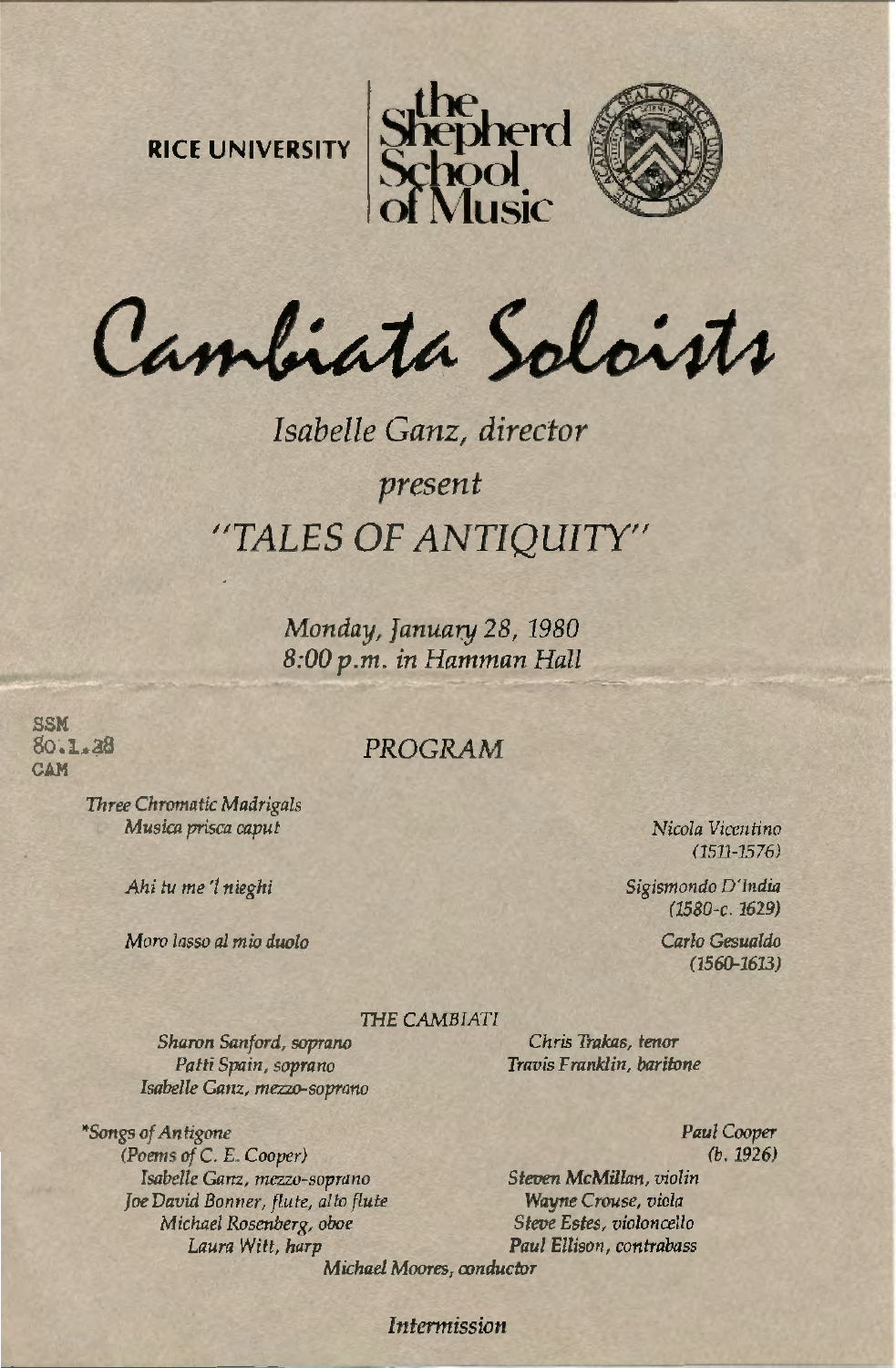RICE UNIVERSITY | the Shepherd School of Music

# Cambiata Soloists

*Isabelle Ganz, director*

*present*

## *"TALES OF ANTIQUITY"*

*Monday, January 28, 1980*
*8:00 p.m. in Hamman Hall*

SSM
80.1.28
CAM

### *PROGRAM*

*Three Chromatic Madrigals*

*Musica prisca caput* — *Nicola Vicentino (1511-1576)*

*Ahi tu me 'l nieghi* — *Sigismondo D'India (1580-c. 1629)*

*Moro lasso al mio duolo* — *Carlo Gesualdo (1560-1613)*

*THE CAMBIATI*

*Sharon Sanford, soprano*
*Patti Spain, soprano*
*Isabelle Ganz, mezzo-soprano*
*Chris Trakas, tenor*
*Travis Franklin, baritone*

*\*Songs of Antigone* — *Paul Cooper (b. 1926)*
*(Poems of C. E. Cooper)*

*Isabelle Ganz, mezzo-soprano*
*Joe David Bonner, flute, alto flute*
*Michael Rosenberg, oboe*
*Laura Witt, harp*
*Steven McMillan, violin*
*Wayne Crouse, viola*
*Steve Estes, violoncello*
*Paul Ellison, contrabass*
*Michael Moores, conductor*

*Intermission*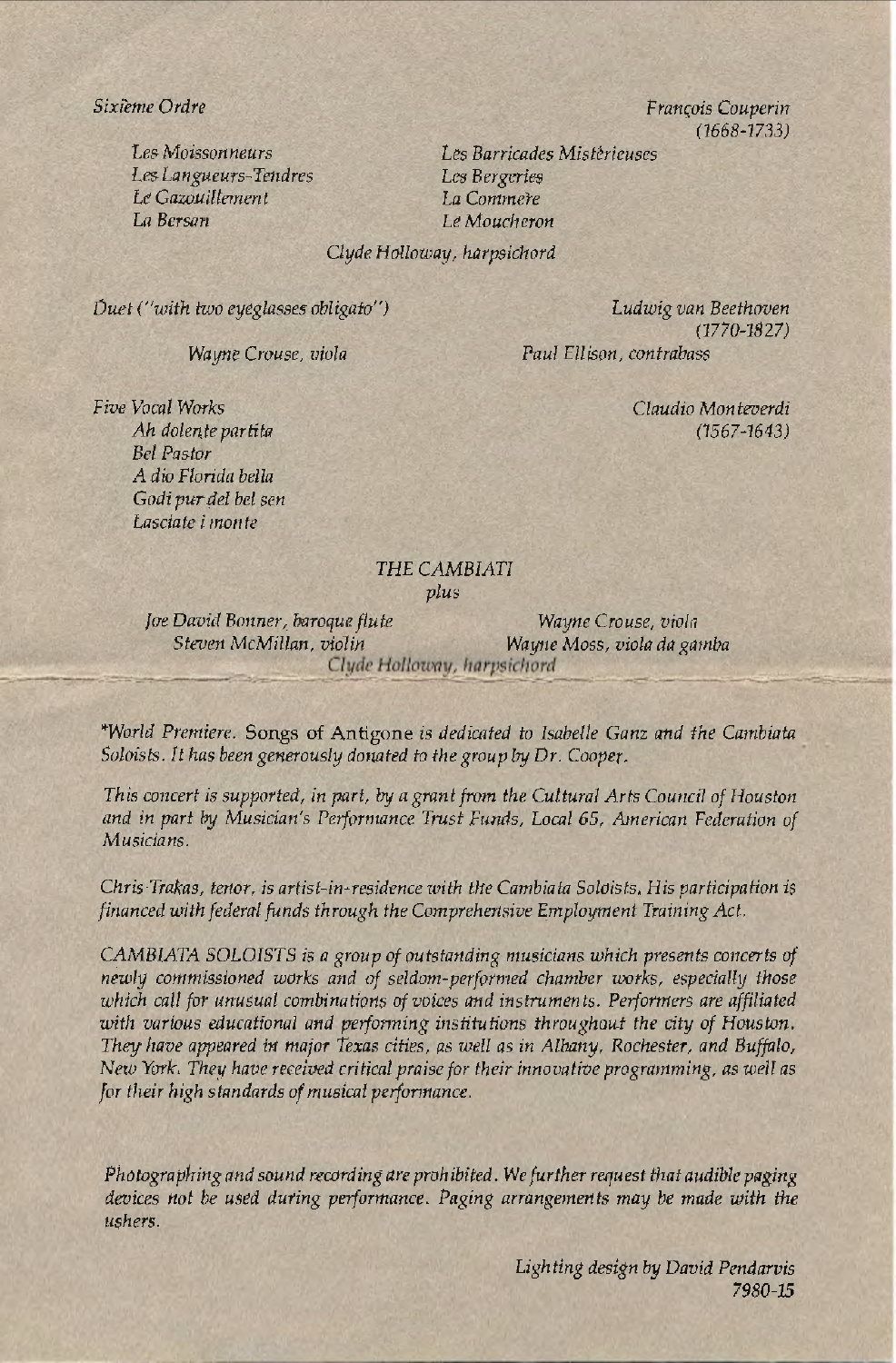*Sixième Ordre* *François Couperin (1668-1733)*

*Les Moissonneurs*
*Les Langueurs-Tendres*
*Le Gazouillement*
*La Bersan*
*Les Barricades Mistèrieuses*
*Les Bergeries*
*La Commère*
*Le Moucheron*

*Clyde Holloway, harpsichord*

*Duet ("with two eyeglasses obligato")* *Ludwig van Beethoven (1770-1827)*

*Wayne Crouse, viola* *Paul Ellison, contrabass*

*Five Vocal Works* *Claudio Monteverdi (1567-1643)*

*Ah dolente partita*
*Bel Pastor*
*A dio Florida bella*
*Godi pur del bel sen*
*Lasciate i monte*

*THE CAMBIATI*
*plus*

*Joe David Bonner, baroque flute*
*Wayne Crouse, viola*
*Steven McMillan, violin*
*Wayne Moss, viola da gamba*
*Clyde Holloway, harpsichord*

*\*World Premiere.* Songs of Antigone *is dedicated to Isabelle Ganz and the Cambiata Soloists. It has been generously donated to the group by Dr. Cooper.*

*This concert is supported, in part, by a grant from the Cultural Arts Council of Houston and in part by Musician's Performance Trust Funds, Local 65, American Federation of Musicians.*

*Chris Trakas, tenor, is artist-in-residence with the Cambiata Soloists. His participation is financed with federal funds through the Comprehensive Employment Training Act.*

*CAMBIATA SOLOISTS is a group of outstanding musicians which presents concerts of newly commissioned works and of seldom-performed chamber works, especially those which call for unusual combinations of voices and instruments. Performers are affiliated with various educational and performing institutions throughout the city of Houston. They have appeared in major Texas cities, as well as in Albany, Rochester, and Buffalo, New York. They have received critical praise for their innovative programming, as well as for their high standards of musical performance.*

*Photographing and sound recording are prohibited. We further request that audible paging devices not be used during performance. Paging arrangements may be made with the ushers.*

*Lighting design by David Pendarvis*
*7980-15*